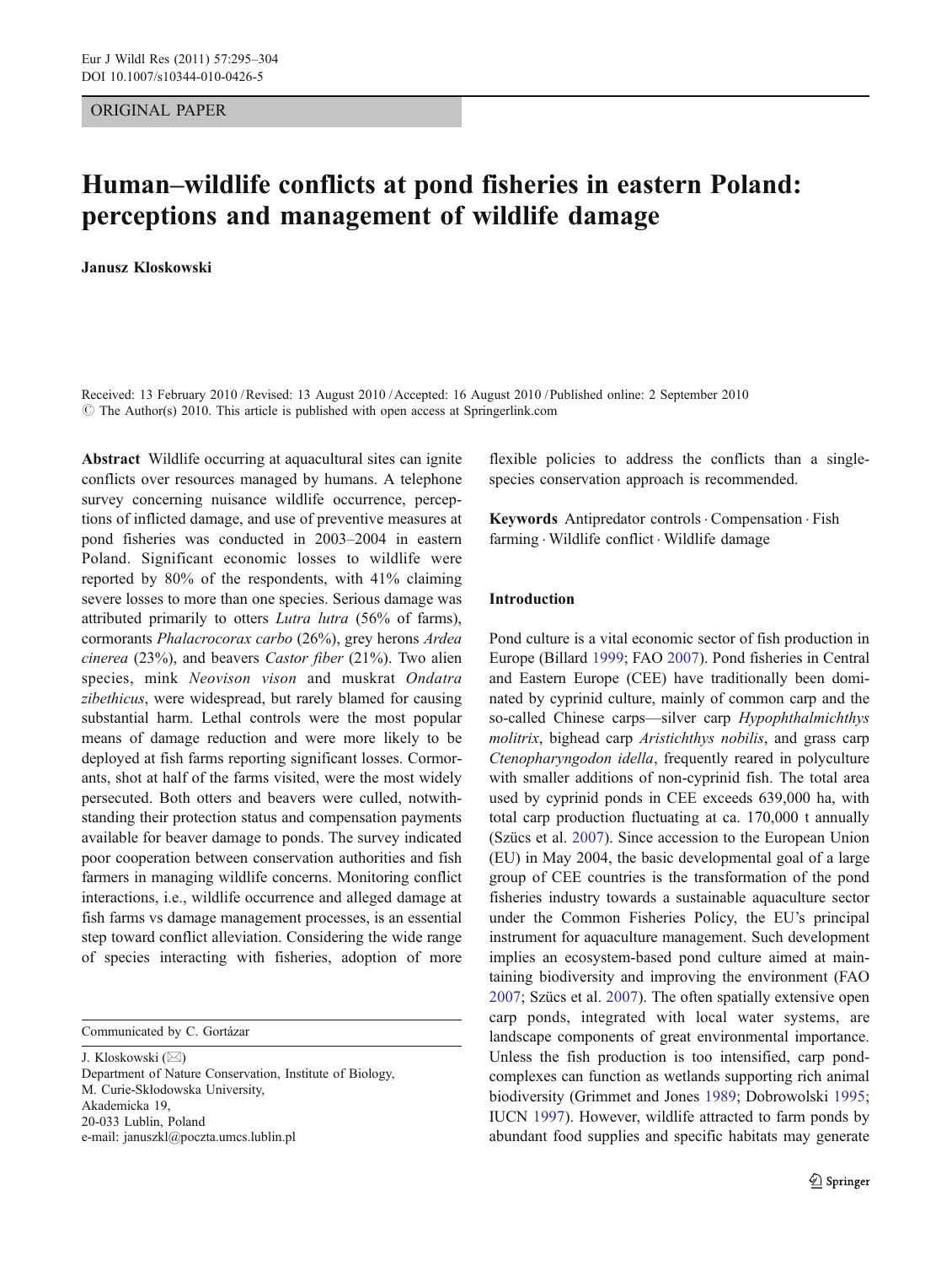ORIGINAL PAPER

# Human–wildlife conflicts at pond fisheries in eastern Poland: perceptions and management of wildlife damage

**Janusz Kloskowski**

Received: 13 February 2010 / Revised: 13 August 2010 / Accepted: 16 August 2010 / Published online: 2 September 2010
© The Author(s) 2010. This article is published with open access at Springerlink.com

**Abstract** Wildlife occurring at aquacultural sites can ignite conflicts over resources managed by humans. A telephone survey concerning nuisance wildlife occurrence, perceptions of inflicted damage, and use of preventive measures at pond fisheries was conducted in 2003–2004 in eastern Poland. Significant economic losses to wildlife were reported by 80% of the respondents, with 41% claiming severe losses to more than one species. Serious damage was attributed primarily to otters *Lutra lutra* (56% of farms), cormorants *Phalacrocorax carbo* (26%), grey herons *Ardea cinerea* (23%), and beavers *Castor fiber* (21%). Two alien species, mink *Neovison vison* and muskrat *Ondatra zibethicus*, were widespread, but rarely blamed for causing substantial harm. Lethal controls were the most popular means of damage reduction and were more likely to be deployed at fish farms reporting significant losses. Cormorants, shot at half of the farms visited, were the most widely persecuted. Both otters and beavers were culled, notwithstanding their protection status and compensation payments available for beaver damage to ponds. The survey indicated poor cooperation between conservation authorities and fish farmers in managing wildlife concerns. Monitoring conflict interactions, i.e., wildlife occurrence and alleged damage at fish farms vs damage management processes, is an essential step toward conflict alleviation. Considering the wide range of species interacting with fisheries, adoption of more flexible policies to address the conflicts than a single-species conservation approach is recommended.

**Keywords** Antipredator controls · Compensation · Fish farming · Wildlife conflict · Wildlife damage

Communicated by C. Gortázar

J. Kloskowski (✉)
Department of Nature Conservation, Institute of Biology,
M. Curie-Skłodowska University,
Akademicka 19,
20-033 Lublin, Poland
e-mail: januszkl@poczta.umcs.lublin.pl

## Introduction

Pond culture is a vital economic sector of fish production in Europe (Billard 1999; FAO 2007). Pond fisheries in Central and Eastern Europe (CEE) have traditionally been dominated by cyprinid culture, mainly of common carp and the so-called Chinese carps—silver carp *Hypophthalmichthys molitrix*, bighead carp *Aristichthys nobilis*, and grass carp *Ctenopharyngodon idella*, frequently reared in polyculture with smaller additions of non-cyprinid fish. The total area used by cyprinid ponds in CEE exceeds 639,000 ha, with total carp production fluctuating at ca. 170,000 t annually (Szücs et al. 2007). Since accession to the European Union (EU) in May 2004, the basic developmental goal of a large group of CEE countries is the transformation of the pond fisheries industry towards a sustainable aquaculture sector under the Common Fisheries Policy, the EU's principal instrument for aquaculture management. Such development implies an ecosystem-based pond culture aimed at maintaining biodiversity and improving the environment (FAO 2007; Szücs et al. 2007). The often spatially extensive open carp ponds, integrated with local water systems, are landscape components of great environmental importance. Unless the fish production is too intensified, carp pond-complexes can function as wetlands supporting rich animal biodiversity (Grimmet and Jones 1989; Dobrowolski 1995; IUCN 1997). However, wildlife attracted to farm ponds by abundant food supplies and specific habitats may generate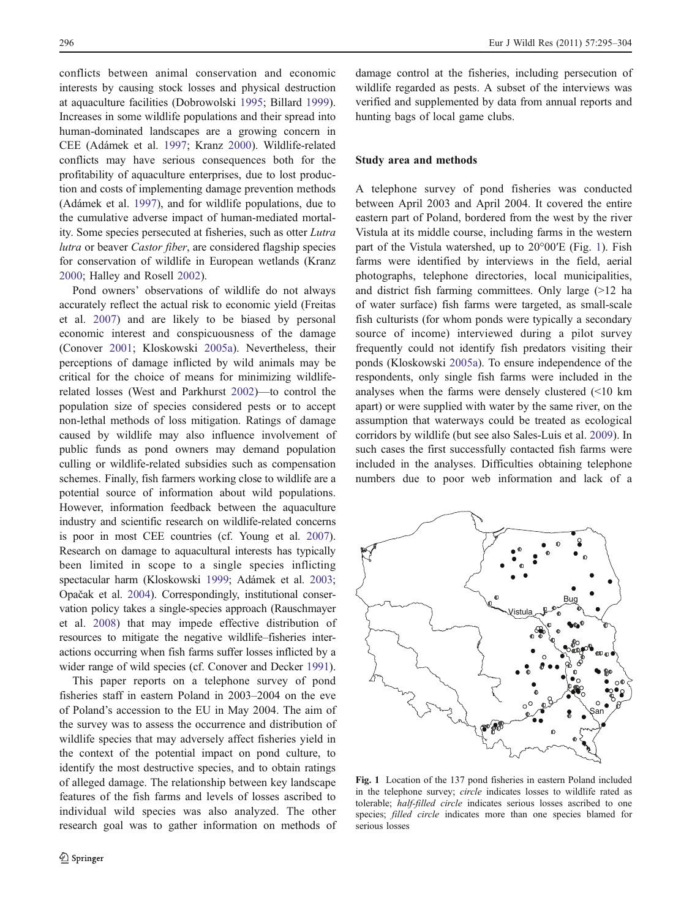conflicts between animal conservation and economic interests by causing stock losses and physical destruction at aquaculture facilities (Dobrowolski 1995; Billard 1999). Increases in some wildlife populations and their spread into human-dominated landscapes are a growing concern in CEE (Adámek et al. 1997; Kranz 2000). Wildlife-related conflicts may have serious consequences both for the profitability of aquaculture enterprises, due to lost production and costs of implementing damage prevention methods (Adámek et al. 1997), and for wildlife populations, due to the cumulative adverse impact of human-mediated mortality. Some species persecuted at fisheries, such as otter *Lutra lutra* or beaver *Castor fiber*, are considered flagship species for conservation of wildlife in European wetlands (Kranz 2000; Halley and Rosell 2002).

Pond owners' observations of wildlife do not always accurately reflect the actual risk to economic yield (Freitas et al. 2007) and are likely to be biased by personal economic interest and conspicuousness of the damage (Conover 2001; Kloskowski 2005a). Nevertheless, their perceptions of damage inflicted by wild animals may be critical for the choice of means for minimizing wildlife-related losses (West and Parkhurst 2002)—to control the population size of species considered pests or to accept non-lethal methods of loss mitigation. Ratings of damage caused by wildlife may also influence involvement of public funds as pond owners may demand population culling or wildlife-related subsidies such as compensation schemes. Finally, fish farmers working close to wildlife are a potential source of information about wild populations. However, information feedback between the aquaculture industry and scientific research on wildlife-related concerns is poor in most CEE countries (cf. Young et al. 2007). Research on damage to aquacultural interests has typically been limited in scope to a single species inflicting spectacular harm (Kloskowski 1999; Adámek et al. 2003; Opačak et al. 2004). Correspondingly, institutional conservation policy takes a single-species approach (Rauschmayer et al. 2008) that may impede effective distribution of resources to mitigate the negative wildlife–fisheries interactions occurring when fish farms suffer losses inflicted by a wider range of wild species (cf. Conover and Decker 1991).

This paper reports on a telephone survey of pond fisheries staff in eastern Poland in 2003–2004 on the eve of Poland's accession to the EU in May 2004. The aim of the survey was to assess the occurrence and distribution of wildlife species that may adversely affect fisheries yield in the context of the potential impact on pond culture, to identify the most destructive species, and to obtain ratings of alleged damage. The relationship between key landscape features of the fish farms and levels of losses ascribed to individual wild species was also analyzed. The other research goal was to gather information on methods of damage control at the fisheries, including persecution of wildlife regarded as pests. A subset of the interviews was verified and supplemented by data from annual reports and hunting bags of local game clubs.

## Study area and methods

A telephone survey of pond fisheries was conducted between April 2003 and April 2004. It covered the entire eastern part of Poland, bordered from the west by the river Vistula at its middle course, including farms in the western part of the Vistula watershed, up to 20°00′E (Fig. 1). Fish farms were identified by interviews in the field, aerial photographs, telephone directories, local municipalities, and district fish farming committees. Only large (>12 ha of water surface) fish farms were targeted, as small-scale fish culturists (for whom ponds were typically a secondary source of income) interviewed during a pilot survey frequently could not identify fish predators visiting their ponds (Kloskowski 2005a). To ensure independence of the respondents, only single fish farms were included in the analyses when the farms were densely clustered (<10 km apart) or were supplied with water by the same river, on the assumption that waterways could be treated as ecological corridors by wildlife (but see also Sales-Luis et al. 2009). In such cases the first successfully contacted fish farms were included in the analyses. Difficulties obtaining telephone numbers due to poor web information and lack of a

**Fig. 1** Location of the 137 pond fisheries in eastern Poland included in the telephone survey; *circle* indicates losses to wildlife rated as tolerable; *half-filled circle* indicates serious losses ascribed to one species; *filled circle* indicates more than one species blamed for serious losses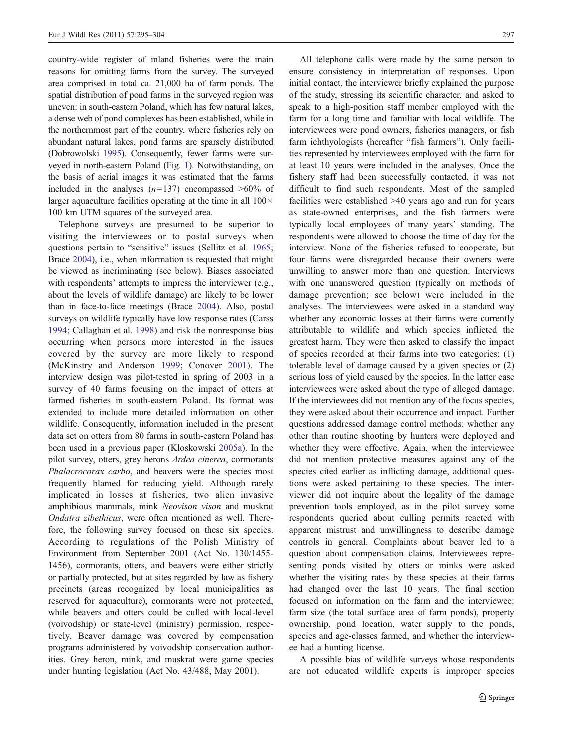country-wide register of inland fisheries were the main reasons for omitting farms from the survey. The surveyed area comprised in total ca. 21,000 ha of farm ponds. The spatial distribution of pond farms in the surveyed region was uneven: in south-eastern Poland, which has few natural lakes, a dense web of pond complexes has been established, while in the northernmost part of the country, where fisheries rely on abundant natural lakes, pond farms are sparsely distributed (Dobrowolski 1995). Consequently, fewer farms were surveyed in north-eastern Poland (Fig. 1). Notwithstanding, on the basis of aerial images it was estimated that the farms included in the analyses ($n=137$) encompassed >60% of larger aquaculture facilities operating at the time in all 100× 100 km UTM squares of the surveyed area.

Telephone surveys are presumed to be superior to visiting the interviewees or to postal surveys when questions pertain to "sensitive" issues (Sellitz et al. 1965; Brace 2004), i.e., when information is requested that might be viewed as incriminating (see below). Biases associated with respondents' attempts to impress the interviewer (e.g., about the levels of wildlife damage) are likely to be lower than in face-to-face meetings (Brace 2004). Also, postal surveys on wildlife typically have low response rates (Carss 1994; Callaghan et al. 1998) and risk the nonresponse bias occurring when persons more interested in the issues covered by the survey are more likely to respond (McKinstry and Anderson 1999; Conover 2001). The interview design was pilot-tested in spring of 2003 in a survey of 40 farms focusing on the impact of otters at farmed fisheries in south-eastern Poland. Its format was extended to include more detailed information on other wildlife. Consequently, information included in the present data set on otters from 80 farms in south-eastern Poland has been used in a previous paper (Kloskowski 2005a). In the pilot survey, otters, grey herons *Ardea cinerea*, cormorants *Phalacrocorax carbo*, and beavers were the species most frequently blamed for reducing yield. Although rarely implicated in losses at fisheries, two alien invasive amphibious mammals, mink *Neovison vison* and muskrat *Ondatra zibethicus*, were often mentioned as well. Therefore, the following survey focused on these six species. According to regulations of the Polish Ministry of Environment from September 2001 (Act No. 130/1455-1456), cormorants, otters, and beavers were either strictly or partially protected, but at sites regarded by law as fishery precincts (areas recognized by local municipalities as reserved for aquaculture), cormorants were not protected, while beavers and otters could be culled with local-level (voivodship) or state-level (ministry) permission, respectively. Beaver damage was covered by compensation programs administered by voivodship conservation authorities. Grey heron, mink, and muskrat were game species under hunting legislation (Act No. 43/488, May 2001).

All telephone calls were made by the same person to ensure consistency in interpretation of responses. Upon initial contact, the interviewer briefly explained the purpose of the study, stressing its scientific character, and asked to speak to a high-position staff member employed with the farm for a long time and familiar with local wildlife. The interviewees were pond owners, fisheries managers, or fish farm ichthyologists (hereafter "fish farmers"). Only facilities represented by interviewees employed with the farm for at least 10 years were included in the analyses. Once the fishery staff had been successfully contacted, it was not difficult to find such respondents. Most of the sampled facilities were established >40 years ago and run for years as state-owned enterprises, and the fish farmers were typically local employees of many years' standing. The respondents were allowed to choose the time of day for the interview. None of the fisheries refused to cooperate, but four farms were disregarded because their owners were unwilling to answer more than one question. Interviews with one unanswered question (typically on methods of damage prevention; see below) were included in the analyses. The interviewees were asked in a standard way whether any economic losses at their farms were currently attributable to wildlife and which species inflicted the greatest harm. They were then asked to classify the impact of species recorded at their farms into two categories: (1) tolerable level of damage caused by a given species or (2) serious loss of yield caused by the species. In the latter case interviewees were asked about the type of alleged damage. If the interviewees did not mention any of the focus species, they were asked about their occurrence and impact. Further questions addressed damage control methods: whether any other than routine shooting by hunters were deployed and whether they were effective. Again, when the interviewee did not mention protective measures against any of the species cited earlier as inflicting damage, additional questions were asked pertaining to these species. The interviewer did not inquire about the legality of the damage prevention tools employed, as in the pilot survey some respondents queried about culling permits reacted with apparent mistrust and unwillingness to describe damage controls in general. Complaints about beaver led to a question about compensation claims. Interviewees representing ponds visited by otters or minks were asked whether the visiting rates by these species at their farms had changed over the last 10 years. The final section focused on information on the farm and the interviewee: farm size (the total surface area of farm ponds), property ownership, pond location, water supply to the ponds, species and age-classes farmed, and whether the interviewee had a hunting license.

A possible bias of wildlife surveys whose respondents are not educated wildlife experts is improper species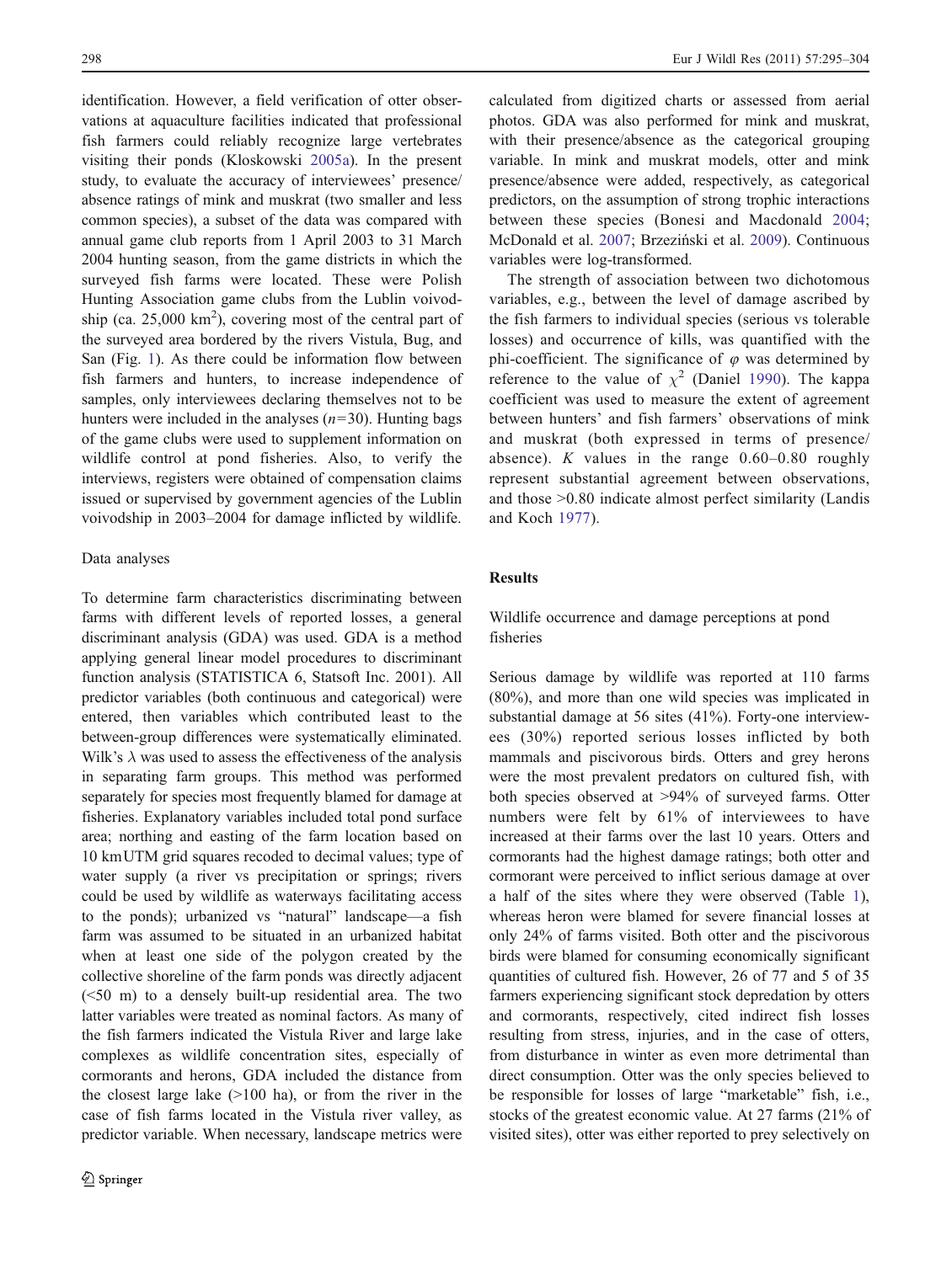identification. However, a field verification of otter observations at aquaculture facilities indicated that professional fish farmers could reliably recognize large vertebrates visiting their ponds (Kloskowski 2005a). In the present study, to evaluate the accuracy of interviewees' presence/absence ratings of mink and muskrat (two smaller and less common species), a subset of the data was compared with annual game club reports from 1 April 2003 to 31 March 2004 hunting season, from the game districts in which the surveyed fish farms were located. These were Polish Hunting Association game clubs from the Lublin voivodship (ca. 25,000 km$^2$), covering most of the central part of the surveyed area bordered by the rivers Vistula, Bug, and San (Fig. 1). As there could be information flow between fish farmers and hunters, to increase independence of samples, only interviewees declaring themselves not to be hunters were included in the analyses ($n$=30). Hunting bags of the game clubs were used to supplement information on wildlife control at pond fisheries. Also, to verify the interviews, registers were obtained of compensation claims issued or supervised by government agencies of the Lublin voivodship in 2003–2004 for damage inflicted by wildlife.

### Data analyses

To determine farm characteristics discriminating between farms with different levels of reported losses, a general discriminant analysis (GDA) was used. GDA is a method applying general linear model procedures to discriminant function analysis (STATISTICA 6, Statsoft Inc. 2001). All predictor variables (both continuous and categorical) were entered, then variables which contributed least to the between-group differences were systematically eliminated. Wilk's $\lambda$ was used to assess the effectiveness of the analysis in separating farm groups. This method was performed separately for species most frequently blamed for damage at fisheries. Explanatory variables included total pond surface area; northing and easting of the farm location based on 10 km UTM grid squares recoded to decimal values; type of water supply (a river vs precipitation or springs; rivers could be used by wildlife as waterways facilitating access to the ponds); urbanized vs "natural" landscape—a fish farm was assumed to be situated in an urbanized habitat when at least one side of the polygon created by the collective shoreline of the farm ponds was directly adjacent (<50 m) to a densely built-up residential area. The two latter variables were treated as nominal factors. As many of the fish farmers indicated the Vistula River and large lake complexes as wildlife concentration sites, especially of cormorants and herons, GDA included the distance from the closest large lake (>100 ha), or from the river in the case of fish farms located in the Vistula river valley, as predictor variable. When necessary, landscape metrics were calculated from digitized charts or assessed from aerial photos. GDA was also performed for mink and muskrat, with their presence/absence as the categorical grouping variable. In mink and muskrat models, otter and mink presence/absence were added, respectively, as categorical predictors, on the assumption of strong trophic interactions between these species (Bonesi and Macdonald 2004; McDonald et al. 2007; Brzeziński et al. 2009). Continuous variables were log-transformed.

The strength of association between two dichotomous variables, e.g., between the level of damage ascribed by the fish farmers to individual species (serious vs tolerable losses) and occurrence of kills, was quantified with the phi-coefficient. The significance of $\varphi$ was determined by reference to the value of $\chi^2$ (Daniel 1990). The kappa coefficient was used to measure the extent of agreement between hunters' and fish farmers' observations of mink and muskrat (both expressed in terms of presence/absence). $K$ values in the range 0.60–0.80 roughly represent substantial agreement between observations, and those >0.80 indicate almost perfect similarity (Landis and Koch 1977).

## Results

### Wildlife occurrence and damage perceptions at pond fisheries

Serious damage by wildlife was reported at 110 farms (80%), and more than one wild species was implicated in substantial damage at 56 sites (41%). Forty-one interviewees (30%) reported serious losses inflicted by both mammals and piscivorous birds. Otters and grey herons were the most prevalent predators on cultured fish, with both species observed at >94% of surveyed farms. Otter numbers were felt by 61% of interviewees to have increased at their farms over the last 10 years. Otters and cormorants had the highest damage ratings; both otter and cormorant were perceived to inflict serious damage at over a half of the sites where they were observed (Table 1), whereas heron were blamed for severe financial losses at only 24% of farms visited. Both otter and the piscivorous birds were blamed for consuming economically significant quantities of cultured fish. However, 26 of 77 and 5 of 35 farmers experiencing significant stock depredation by otters and cormorants, respectively, cited indirect fish losses resulting from stress, injuries, and in the case of otters, from disturbance in winter as even more detrimental than direct consumption. Otter was the only species believed to be responsible for losses of large "marketable" fish, i.e., stocks of the greatest economic value. At 27 farms (21% of visited sites), otter was either reported to prey selectively on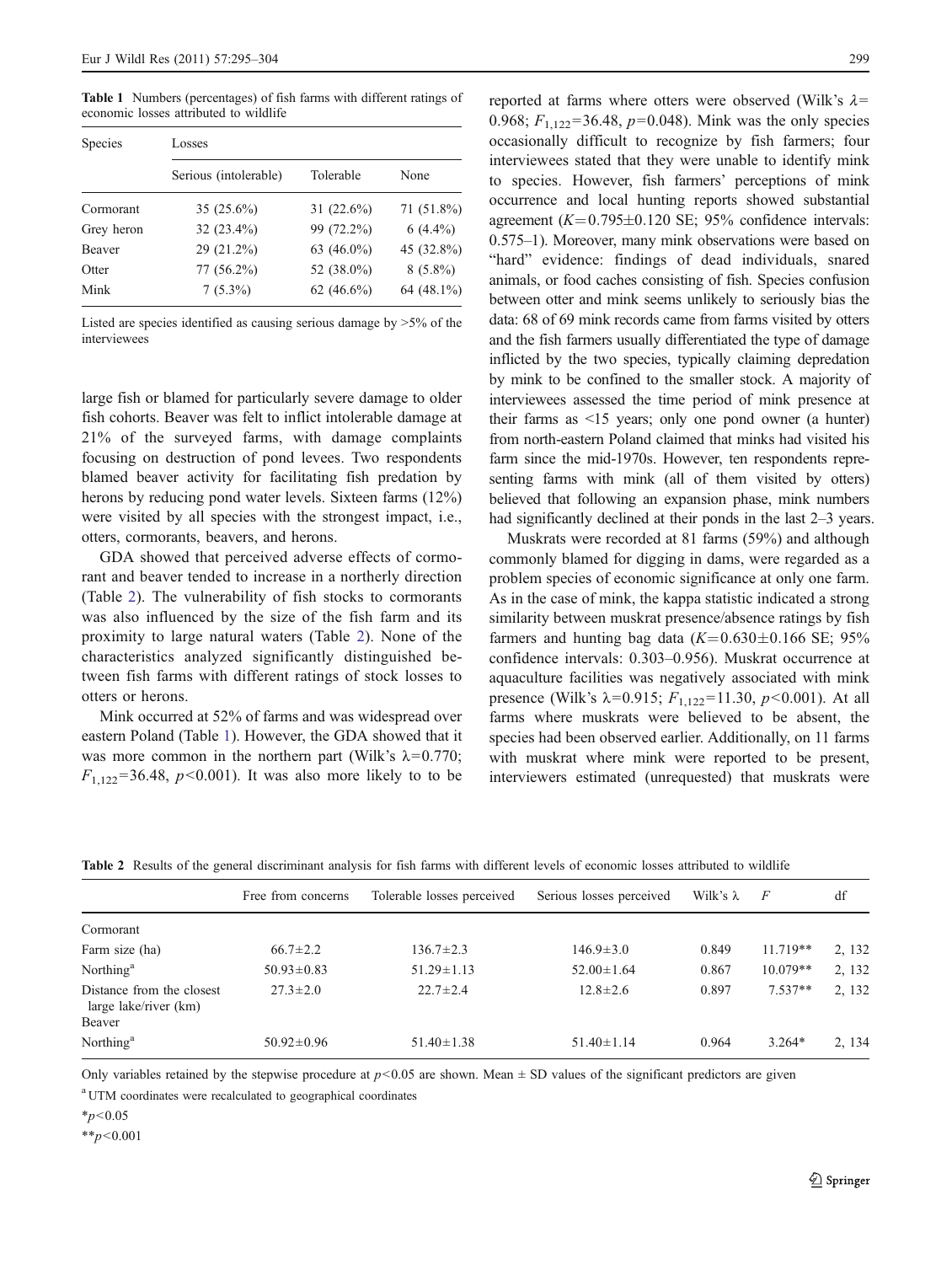**Table 1** Numbers (percentages) of fish farms with different ratings of economic losses attributed to wildlife

| Species | Losses | | |
|---|---|---|---|
| | Serious (intolerable) | Tolerable | None |
| Cormorant | 35 (25.6%) | 31 (22.6%) | 71 (51.8%) |
| Grey heron | 32 (23.4%) | 99 (72.2%) | 6 (4.4%) |
| Beaver | 29 (21.2%) | 63 (46.0%) | 45 (32.8%) |
| Otter | 77 (56.2%) | 52 (38.0%) | 8 (5.8%) |
| Mink | 7 (5.3%) | 62 (46.6%) | 64 (48.1%) |

Listed are species identified as causing serious damage by >5% of the interviewees

large fish or blamed for particularly severe damage to older fish cohorts. Beaver was felt to inflict intolerable damage at 21% of the surveyed farms, with damage complaints focusing on destruction of pond levees. Two respondents blamed beaver activity for facilitating fish predation by herons by reducing pond water levels. Sixteen farms (12%) were visited by all species with the strongest impact, i.e., otters, cormorants, beavers, and herons.

GDA showed that perceived adverse effects of cormorant and beaver tended to increase in a northerly direction (Table 2). The vulnerability of fish stocks to cormorants was also influenced by the size of the fish farm and its proximity to large natural waters (Table 2). None of the characteristics analyzed significantly distinguished between fish farms with different ratings of stock losses to otters or herons.

Mink occurred at 52% of farms and was widespread over eastern Poland (Table 1). However, the GDA showed that it was more common in the northern part (Wilk's $\lambda=0.770$; $F_{1,122}=36.48$, $p<0.001$). It was also more likely to to be reported at farms where otters were observed (Wilk's $\lambda=0.968$; $F_{1,122}=36.48$, $p=0.048$). Mink was the only species occasionally difficult to recognize by fish farmers; four interviewees stated that they were unable to identify mink to species. However, fish farmers' perceptions of mink occurrence and local hunting reports showed substantial agreement ($K=0.795\pm0.120$ SE; 95% confidence intervals: 0.575–1). Moreover, many mink observations were based on "hard" evidence: findings of dead individuals, snared animals, or food caches consisting of fish. Species confusion between otter and mink seems unlikely to seriously bias the data: 68 of 69 mink records came from farms visited by otters and the fish farmers usually differentiated the type of damage inflicted by the two species, typically claiming depredation by mink to be confined to the smaller stock. A majority of interviewees assessed the time period of mink presence at their farms as <15 years; only one pond owner (a hunter) from north-eastern Poland claimed that minks had visited his farm since the mid-1970s. However, ten respondents representing farms with mink (all of them visited by otters) believed that following an expansion phase, mink numbers had significantly declined at their ponds in the last 2–3 years.

Muskrats were recorded at 81 farms (59%) and although commonly blamed for digging in dams, were regarded as a problem species of economic significance at only one farm. As in the case of mink, the kappa statistic indicated a strong similarity between muskrat presence/absence ratings by fish farmers and hunting bag data ($K=0.630\pm0.166$ SE; 95% confidence intervals: 0.303–0.956). Muskrat occurrence at aquaculture facilities was negatively associated with mink presence (Wilk's $\lambda=0.915$; $F_{1,122}=11.30$, $p<0.001$). At all farms where muskrats were believed to be absent, the species had been observed earlier. Additionally, on 11 farms with muskrat where mink were reported to be present, interviewers estimated (unrequested) that muskrats were

**Table 2** Results of the general discriminant analysis for fish farms with different levels of economic losses attributed to wildlife

| | Free from concerns | Tolerable losses perceived | Serious losses perceived | Wilk's λ | $F$ | df |
|---|---|---|---|---|---|---|
| Cormorant | | | | | | |
| Farm size (ha) | 66.7±2.2 | 136.7±2.3 | 146.9±3.0 | 0.849 | 11.719** | 2, 132 |
| Northing[a] | 50.93±0.83 | 51.29±1.13 | 52.00±1.64 | 0.867 | 10.079** | 2, 132 |
| Distance from the closest large lake/river (km) | 27.3±2.0 | 22.7±2.4 | 12.8±2.6 | 0.897 | 7.537** | 2, 132 |
| Beaver | | | | | | |
| Northing[a] | 50.92±0.96 | 51.40±1.38 | 51.40±1.14 | 0.964 | 3.264* | 2, 134 |

Only variables retained by the stepwise procedure at $p<0.05$ are shown. Mean ± SD values of the significant predictors are given

[a] UTM coordinates were recalculated to geographical coordinates

*$p<0.05$

**$p<0.001$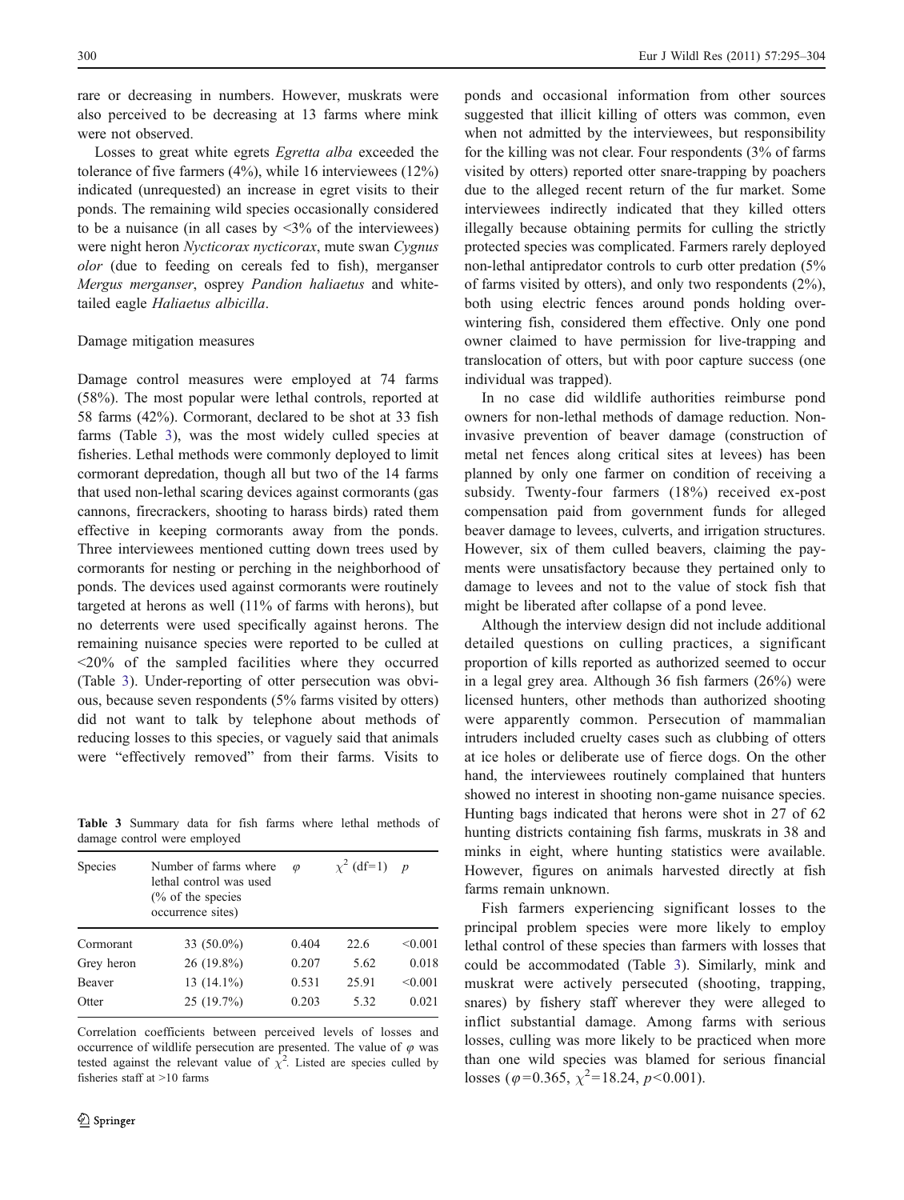rare or decreasing in numbers. However, muskrats were also perceived to be decreasing at 13 farms where mink were not observed.

Losses to great white egrets *Egretta alba* exceeded the tolerance of five farmers (4%), while 16 interviewees (12%) indicated (unrequested) an increase in egret visits to their ponds. The remaining wild species occasionally considered to be a nuisance (in all cases by <3% of the interviewees) were night heron *Nycticorax nycticorax*, mute swan *Cygnus olor* (due to feeding on cereals fed to fish), merganser *Mergus merganser*, osprey *Pandion haliaetus* and white-tailed eagle *Haliaetus albicilla*.

## Damage mitigation measures

Damage control measures were employed at 74 farms (58%). The most popular were lethal controls, reported at 58 farms (42%). Cormorant, declared to be shot at 33 fish farms (Table 3), was the most widely culled species at fisheries. Lethal methods were commonly deployed to limit cormorant depredation, though all but two of the 14 farms that used non-lethal scaring devices against cormorants (gas cannons, firecrackers, shooting to harass birds) rated them effective in keeping cormorants away from the ponds. Three interviewees mentioned cutting down trees used by cormorants for nesting or perching in the neighborhood of ponds. The devices used against cormorants were routinely targeted at herons as well (11% of farms with herons), but no deterrents were used specifically against herons. The remaining nuisance species were reported to be culled at <20% of the sampled facilities where they occurred (Table 3). Under-reporting of otter persecution was obvious, because seven respondents (5% farms visited by otters) did not want to talk by telephone about methods of reducing losses to this species, or vaguely said that animals were "effectively removed" from their farms. Visits to ponds and occasional information from other sources suggested that illicit killing of otters was common, even when not admitted by the interviewees, but responsibility for the killing was not clear. Four respondents (3% of farms visited by otters) reported otter snare-trapping by poachers due to the alleged recent return of the fur market. Some interviewees indirectly indicated that they killed otters illegally because obtaining permits for culling the strictly protected species was complicated. Farmers rarely deployed non-lethal antipredator controls to curb otter predation (5% of farms visited by otters), and only two respondents (2%), both using electric fences around ponds holding overwintering fish, considered them effective. Only one pond owner claimed to have permission for live-trapping and translocation of otters, but with poor capture success (one individual was trapped).

**Table 3** Summary data for fish farms where lethal methods of damage control were employed

| Species | Number of farms where lethal control was used (% of the species occurrence sites) | $\varphi$ | $\chi^2$ (df=1) | $p$ |
|---|---|---|---|---|
| Cormorant | 33 (50.0%) | 0.404 | 22.6 | <0.001 |
| Grey heron | 26 (19.8%) | 0.207 | 5.62 | 0.018 |
| Beaver | 13 (14.1%) | 0.531 | 25.91 | <0.001 |
| Otter | 25 (19.7%) | 0.203 | 5.32 | 0.021 |

Correlation coefficients between perceived levels of losses and occurrence of wildlife persecution are presented. The value of $\varphi$ was tested against the relevant value of $\chi^2$. Listed are species culled by fisheries staff at >10 farms

In no case did wildlife authorities reimburse pond owners for non-lethal methods of damage reduction. Non-invasive prevention of beaver damage (construction of metal net fences along critical sites at levees) has been planned by only one farmer on condition of receiving a subsidy. Twenty-four farmers (18%) received ex-post compensation paid from government funds for alleged beaver damage to levees, culverts, and irrigation structures. However, six of them culled beavers, claiming the payments were unsatisfactory because they pertained only to damage to levees and not to the value of stock fish that might be liberated after collapse of a pond levee.

Although the interview design did not include additional detailed questions on culling practices, a significant proportion of kills reported as authorized seemed to occur in a legal grey area. Although 36 fish farmers (26%) were licensed hunters, other methods than authorized shooting were apparently common. Persecution of mammalian intruders included cruelty cases such as clubbing of otters at ice holes or deliberate use of fierce dogs. On the other hand, the interviewees routinely complained that hunters showed no interest in shooting non-game nuisance species. Hunting bags indicated that herons were shot in 27 of 62 hunting districts containing fish farms, muskrats in 38 and minks in eight, where hunting statistics were available. However, figures on animals harvested directly at fish farms remain unknown.

Fish farmers experiencing significant losses to the principal problem species were more likely to employ lethal control of these species than farmers with losses that could be accommodated (Table 3). Similarly, mink and muskrat were actively persecuted (shooting, trapping, snares) by fishery staff wherever they were alleged to inflict substantial damage. Among farms with serious losses, culling was more likely to be practiced when more than one wild species was blamed for serious financial losses ($\varphi$=0.365, $\chi^2$=18.24, $p$<0.001).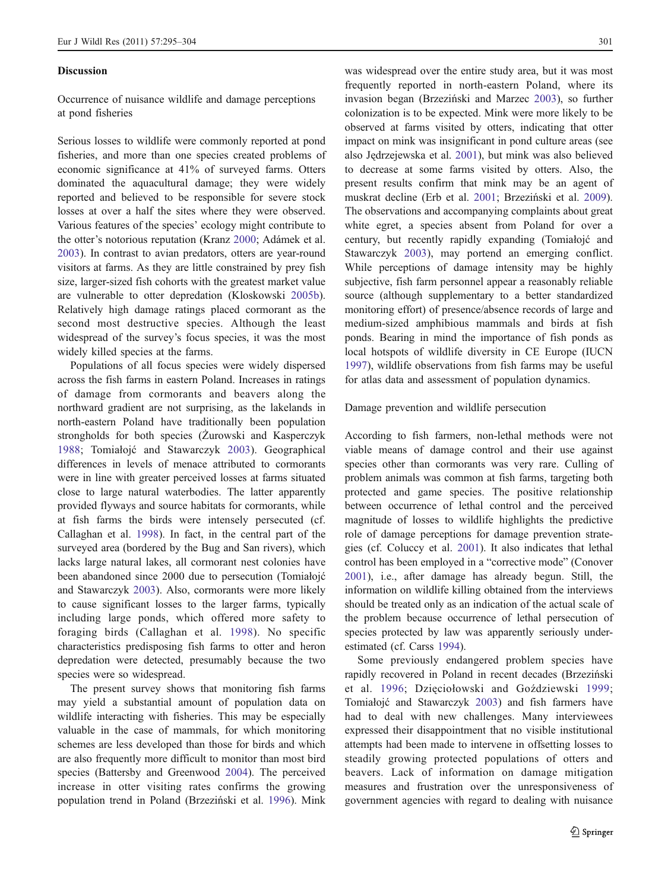## Discussion

### Occurrence of nuisance wildlife and damage perceptions at pond fisheries

Serious losses to wildlife were commonly reported at pond fisheries, and more than one species created problems of economic significance at 41% of surveyed farms. Otters dominated the aquacultural damage; they were widely reported and believed to be responsible for severe stock losses at over a half the sites where they were observed. Various features of the species' ecology might contribute to the otter's notorious reputation (Kranz 2000; Adámek et al. 2003). In contrast to avian predators, otters are year-round visitors at farms. As they are little constrained by prey fish size, larger-sized fish cohorts with the greatest market value are vulnerable to otter depredation (Kloskowski 2005b). Relatively high damage ratings placed cormorant as the second most destructive species. Although the least widespread of the survey's focus species, it was the most widely killed species at the farms.

Populations of all focus species were widely dispersed across the fish farms in eastern Poland. Increases in ratings of damage from cormorants and beavers along the northward gradient are not surprising, as the lakelands in north-eastern Poland have traditionally been population strongholds for both species (Żurowski and Kasperczyk 1988; Tomiałojć and Stawarczyk 2003). Geographical differences in levels of menace attributed to cormorants were in line with greater perceived losses at farms situated close to large natural waterbodies. The latter apparently provided flyways and source habitats for cormorants, while at fish farms the birds were intensely persecuted (cf. Callaghan et al. 1998). In fact, in the central part of the surveyed area (bordered by the Bug and San rivers), which lacks large natural lakes, all cormorant nest colonies have been abandoned since 2000 due to persecution (Tomiałojć and Stawarczyk 2003). Also, cormorants were more likely to cause significant losses to the larger farms, typically including large ponds, which offered more safety to foraging birds (Callaghan et al. 1998). No specific characteristics predisposing fish farms to otter and heron depredation were detected, presumably because the two species were so widespread.

The present survey shows that monitoring fish farms may yield a substantial amount of population data on wildlife interacting with fisheries. This may be especially valuable in the case of mammals, for which monitoring schemes are less developed than those for birds and which are also frequently more difficult to monitor than most bird species (Battersby and Greenwood 2004). The perceived increase in otter visiting rates confirms the growing population trend in Poland (Brzeziński et al. 1996). Mink was widespread over the entire study area, but it was most frequently reported in north-eastern Poland, where its invasion began (Brzeziński and Marzec 2003), so further colonization is to be expected. Mink were more likely to be observed at farms visited by otters, indicating that otter impact on mink was insignificant in pond culture areas (see also Jędrzejewska et al. 2001), but mink was also believed to decrease at some farms visited by otters. Also, the present results confirm that mink may be an agent of muskrat decline (Erb et al. 2001; Brzeziński et al. 2009). The observations and accompanying complaints about great white egret, a species absent from Poland for over a century, but recently rapidly expanding (Tomiałojć and Stawarczyk 2003), may portend an emerging conflict. While perceptions of damage intensity may be highly subjective, fish farm personnel appear a reasonably reliable source (although supplementary to a better standardized monitoring effort) of presence/absence records of large and medium-sized amphibious mammals and birds at fish ponds. Bearing in mind the importance of fish ponds as local hotspots of wildlife diversity in CE Europe (IUCN 1997), wildlife observations from fish farms may be useful for atlas data and assessment of population dynamics.

### Damage prevention and wildlife persecution

According to fish farmers, non-lethal methods were not viable means of damage control and their use against species other than cormorants was very rare. Culling of problem animals was common at fish farms, targeting both protected and game species. The positive relationship between occurrence of lethal control and the perceived magnitude of losses to wildlife highlights the predictive role of damage perceptions for damage prevention strategies (cf. Coluccy et al. 2001). It also indicates that lethal control has been employed in a "corrective mode" (Conover 2001), i.e., after damage has already begun. Still, the information on wildlife killing obtained from the interviews should be treated only as an indication of the actual scale of the problem because occurrence of lethal persecution of species protected by law was apparently seriously underestimated (cf. Carss 1994).

Some previously endangered problem species have rapidly recovered in Poland in recent decades (Brzeziński et al. 1996; Dzięciołowski and Goździewski 1999; Tomiałojć and Stawarczyk 2003) and fish farmers have had to deal with new challenges. Many interviewees expressed their disappointment that no visible institutional attempts had been made to intervene in offsetting losses to steadily growing protected populations of otters and beavers. Lack of information on damage mitigation measures and frustration over the unresponsiveness of government agencies with regard to dealing with nuisance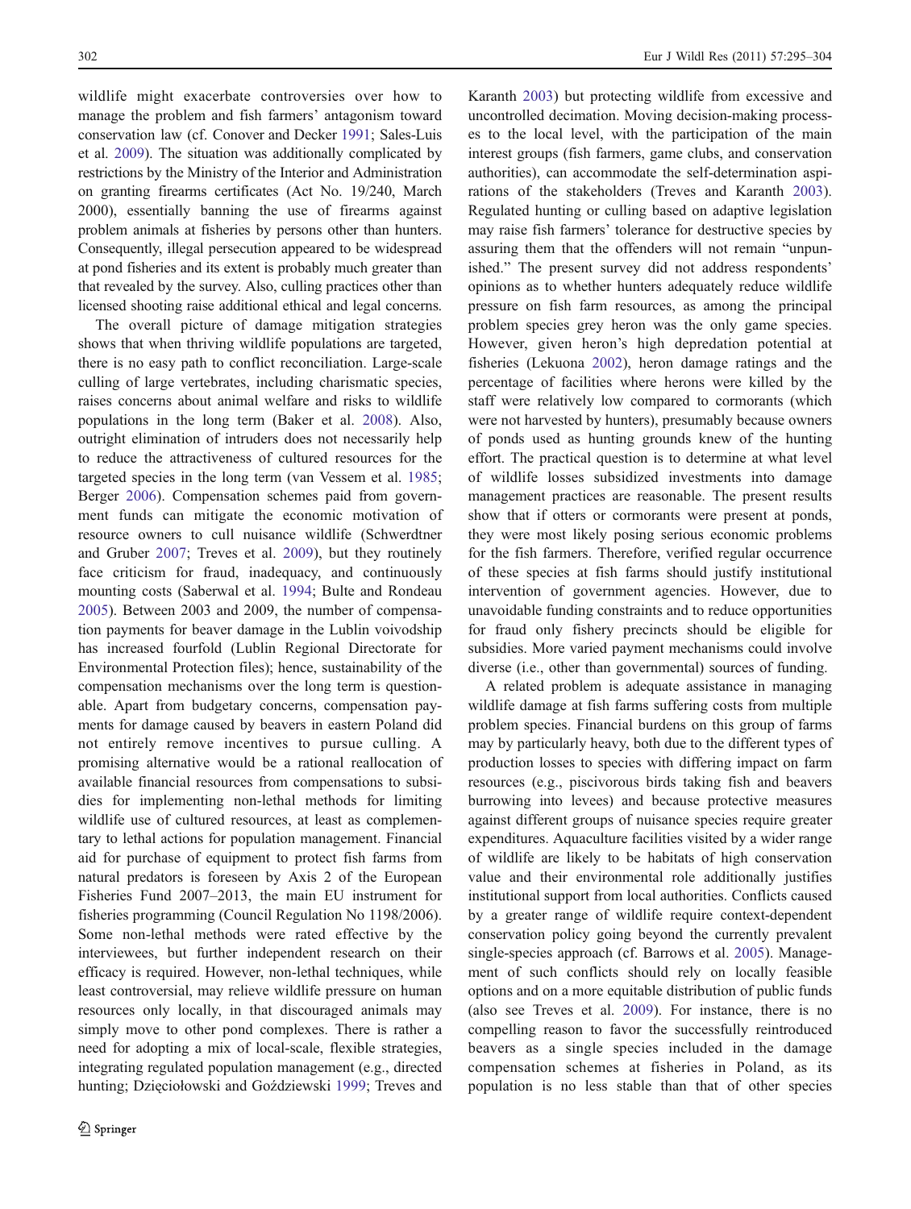wildlife might exacerbate controversies over how to manage the problem and fish farmers' antagonism toward conservation law (cf. Conover and Decker 1991; Sales-Luis et al. 2009). The situation was additionally complicated by restrictions by the Ministry of the Interior and Administration on granting firearms certificates (Act No. 19/240, March 2000), essentially banning the use of firearms against problem animals at fisheries by persons other than hunters. Consequently, illegal persecution appeared to be widespread at pond fisheries and its extent is probably much greater than that revealed by the survey. Also, culling practices other than licensed shooting raise additional ethical and legal concerns.

The overall picture of damage mitigation strategies shows that when thriving wildlife populations are targeted, there is no easy path to conflict reconciliation. Large-scale culling of large vertebrates, including charismatic species, raises concerns about animal welfare and risks to wildlife populations in the long term (Baker et al. 2008). Also, outright elimination of intruders does not necessarily help to reduce the attractiveness of cultured resources for the targeted species in the long term (van Vessem et al. 1985; Berger 2006). Compensation schemes paid from government funds can mitigate the economic motivation of resource owners to cull nuisance wildlife (Schwerdtner and Gruber 2007; Treves et al. 2009), but they routinely face criticism for fraud, inadequacy, and continuously mounting costs (Saberwal et al. 1994; Bulte and Rondeau 2005). Between 2003 and 2009, the number of compensation payments for beaver damage in the Lublin voivodship has increased fourfold (Lublin Regional Directorate for Environmental Protection files); hence, sustainability of the compensation mechanisms over the long term is questionable. Apart from budgetary concerns, compensation payments for damage caused by beavers in eastern Poland did not entirely remove incentives to pursue culling. A promising alternative would be a rational reallocation of available financial resources from compensations to subsidies for implementing non-lethal methods for limiting wildlife use of cultured resources, at least as complementary to lethal actions for population management. Financial aid for purchase of equipment to protect fish farms from natural predators is foreseen by Axis 2 of the European Fisheries Fund 2007–2013, the main EU instrument for fisheries programming (Council Regulation No 1198/2006). Some non-lethal methods were rated effective by the interviewees, but further independent research on their efficacy is required. However, non-lethal techniques, while least controversial, may relieve wildlife pressure on human resources only locally, in that discouraged animals may simply move to other pond complexes. There is rather a need for adopting a mix of local-scale, flexible strategies, integrating regulated population management (e.g., directed hunting; Dzięciołowski and Goździewski 1999; Treves and Karanth 2003) but protecting wildlife from excessive and uncontrolled decimation. Moving decision-making processes to the local level, with the participation of the main interest groups (fish farmers, game clubs, and conservation authorities), can accommodate the self-determination aspirations of the stakeholders (Treves and Karanth 2003). Regulated hunting or culling based on adaptive legislation may raise fish farmers' tolerance for destructive species by assuring them that the offenders will not remain "unpunished." The present survey did not address respondents' opinions as to whether hunters adequately reduce wildlife pressure on fish farm resources, as among the principal problem species grey heron was the only game species. However, given heron's high depredation potential at fisheries (Lekuona 2002), heron damage ratings and the percentage of facilities where herons were killed by the staff were relatively low compared to cormorants (which were not harvested by hunters), presumably because owners of ponds used as hunting grounds knew of the hunting effort. The practical question is to determine at what level of wildlife losses subsidized investments into damage management practices are reasonable. The present results show that if otters or cormorants were present at ponds, they were most likely posing serious economic problems for the fish farmers. Therefore, verified regular occurrence of these species at fish farms should justify institutional intervention of government agencies. However, due to unavoidable funding constraints and to reduce opportunities for fraud only fishery precincts should be eligible for subsidies. More varied payment mechanisms could involve diverse (i.e., other than governmental) sources of funding.

A related problem is adequate assistance in managing wildlife damage at fish farms suffering costs from multiple problem species. Financial burdens on this group of farms may by particularly heavy, both due to the different types of production losses to species with differing impact on farm resources (e.g., piscivorous birds taking fish and beavers burrowing into levees) and because protective measures against different groups of nuisance species require greater expenditures. Aquaculture facilities visited by a wider range of wildlife are likely to be habitats of high conservation value and their environmental role additionally justifies institutional support from local authorities. Conflicts caused by a greater range of wildlife require context-dependent conservation policy going beyond the currently prevalent single-species approach (cf. Barrows et al. 2005). Management of such conflicts should rely on locally feasible options and on a more equitable distribution of public funds (also see Treves et al. 2009). For instance, there is no compelling reason to favor the successfully reintroduced beavers as a single species included in the damage compensation schemes at fisheries in Poland, as its population is no less stable than that of other species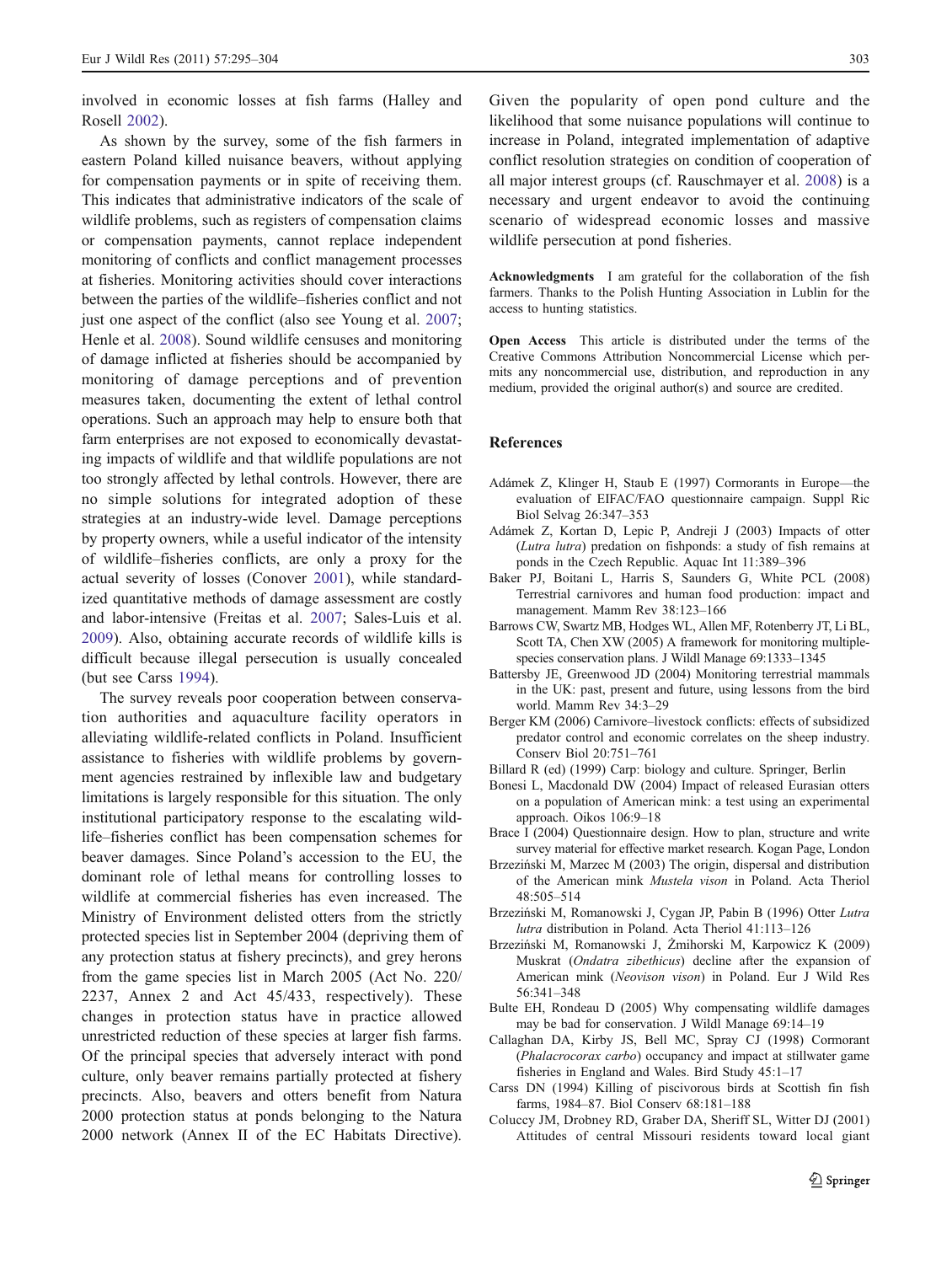involved in economic losses at fish farms (Halley and Rosell 2002).

As shown by the survey, some of the fish farmers in eastern Poland killed nuisance beavers, without applying for compensation payments or in spite of receiving them. This indicates that administrative indicators of the scale of wildlife problems, such as registers of compensation claims or compensation payments, cannot replace independent monitoring of conflicts and conflict management processes at fisheries. Monitoring activities should cover interactions between the parties of the wildlife–fisheries conflict and not just one aspect of the conflict (also see Young et al. 2007; Henle et al. 2008). Sound wildlife censuses and monitoring of damage inflicted at fisheries should be accompanied by monitoring of damage perceptions and of prevention measures taken, documenting the extent of lethal control operations. Such an approach may help to ensure both that farm enterprises are not exposed to economically devastating impacts of wildlife and that wildlife populations are not too strongly affected by lethal controls. However, there are no simple solutions for integrated adoption of these strategies at an industry-wide level. Damage perceptions by property owners, while a useful indicator of the intensity of wildlife–fisheries conflicts, are only a proxy for the actual severity of losses (Conover 2001), while standardized quantitative methods of damage assessment are costly and labor-intensive (Freitas et al. 2007; Sales-Luis et al. 2009). Also, obtaining accurate records of wildlife kills is difficult because illegal persecution is usually concealed (but see Carss 1994).

The survey reveals poor cooperation between conservation authorities and aquaculture facility operators in alleviating wildlife-related conflicts in Poland. Insufficient assistance to fisheries with wildlife problems by government agencies restrained by inflexible law and budgetary limitations is largely responsible for this situation. The only institutional participatory response to the escalating wildlife–fisheries conflict has been compensation schemes for beaver damages. Since Poland's accession to the EU, the dominant role of lethal means for controlling losses to wildlife at commercial fisheries has even increased. The Ministry of Environment delisted otters from the strictly protected species list in September 2004 (depriving them of any protection status at fishery precincts), and grey herons from the game species list in March 2005 (Act No. 220/2237, Annex 2 and Act 45/433, respectively). These changes in protection status have in practice allowed unrestricted reduction of these species at larger fish farms. Of the principal species that adversely interact with pond culture, only beaver remains partially protected at fishery precincts. Also, beavers and otters benefit from Natura 2000 protection status at ponds belonging to the Natura 2000 network (Annex II of the EC Habitats Directive). Given the popularity of open pond culture and the likelihood that some nuisance populations will continue to increase in Poland, integrated implementation of adaptive conflict resolution strategies on condition of cooperation of all major interest groups (cf. Rauschmayer et al. 2008) is a necessary and urgent endeavor to avoid the continuing scenario of widespread economic losses and massive wildlife persecution at pond fisheries.

**Acknowledgments** I am grateful for the collaboration of the fish farmers. Thanks to the Polish Hunting Association in Lublin for the access to hunting statistics.

**Open Access** This article is distributed under the terms of the Creative Commons Attribution Noncommercial License which permits any noncommercial use, distribution, and reproduction in any medium, provided the original author(s) and source are credited.

## References

Adámek Z, Klinger H, Staub E (1997) Cormorants in Europe—the evaluation of EIFAC/FAO questionnaire campaign. Suppl Ric Biol Selvag 26:347–353

Adámek Z, Kortan D, Lepic P, Andreji J (2003) Impacts of otter (*Lutra lutra*) predation on fishponds: a study of fish remains at ponds in the Czech Republic. Aquac Int 11:389–396

Baker PJ, Boitani L, Harris S, Saunders G, White PCL (2008) Terrestrial carnivores and human food production: impact and management. Mamm Rev 38:123–166

Barrows CW, Swartz MB, Hodges WL, Allen MF, Rotenberry JT, Li BL, Scott TA, Chen XW (2005) A framework for monitoring multiple-species conservation plans. J Wildl Manage 69:1333–1345

Battersby JE, Greenwood JD (2004) Monitoring terrestrial mammals in the UK: past, present and future, using lessons from the bird world. Mamm Rev 34:3–29

Berger KM (2006) Carnivore–livestock conflicts: effects of subsidized predator control and economic correlates on the sheep industry. Conserv Biol 20:751–761

Billard R (ed) (1999) Carp: biology and culture. Springer, Berlin

Bonesi L, Macdonald DW (2004) Impact of released Eurasian otters on a population of American mink: a test using an experimental approach. Oikos 106:9–18

Brace I (2004) Questionnaire design. How to plan, structure and write survey material for effective market research. Kogan Page, London

Brzeziński M, Marzec M (2003) The origin, dispersal and distribution of the American mink *Mustela vison* in Poland. Acta Theriol 48:505–514

Brzeziński M, Romanowski J, Cygan JP, Pabin B (1996) Otter *Lutra lutra* distribution in Poland. Acta Theriol 41:113–126

Brzeziński M, Romanowski J, Żmihorski M, Karpowicz K (2009) Muskrat (*Ondatra zibethicus*) decline after the expansion of American mink (*Neovison vison*) in Poland. Eur J Wild Res 56:341–348

Bulte EH, Rondeau D (2005) Why compensating wildlife damages may be bad for conservation. J Wildl Manage 69:14–19

Callaghan DA, Kirby JS, Bell MC, Spray CJ (1998) Cormorant (*Phalacrocorax carbo*) occupancy and impact at stillwater game fisheries in England and Wales. Bird Study 45:1–17

Carss DN (1994) Killing of piscivorous birds at Scottish fin fish farms, 1984–87. Biol Conserv 68:181–188

Coluccy JM, Drobney RD, Graber DA, Sheriff SL, Witter DJ (2001) Attitudes of central Missouri residents toward local giant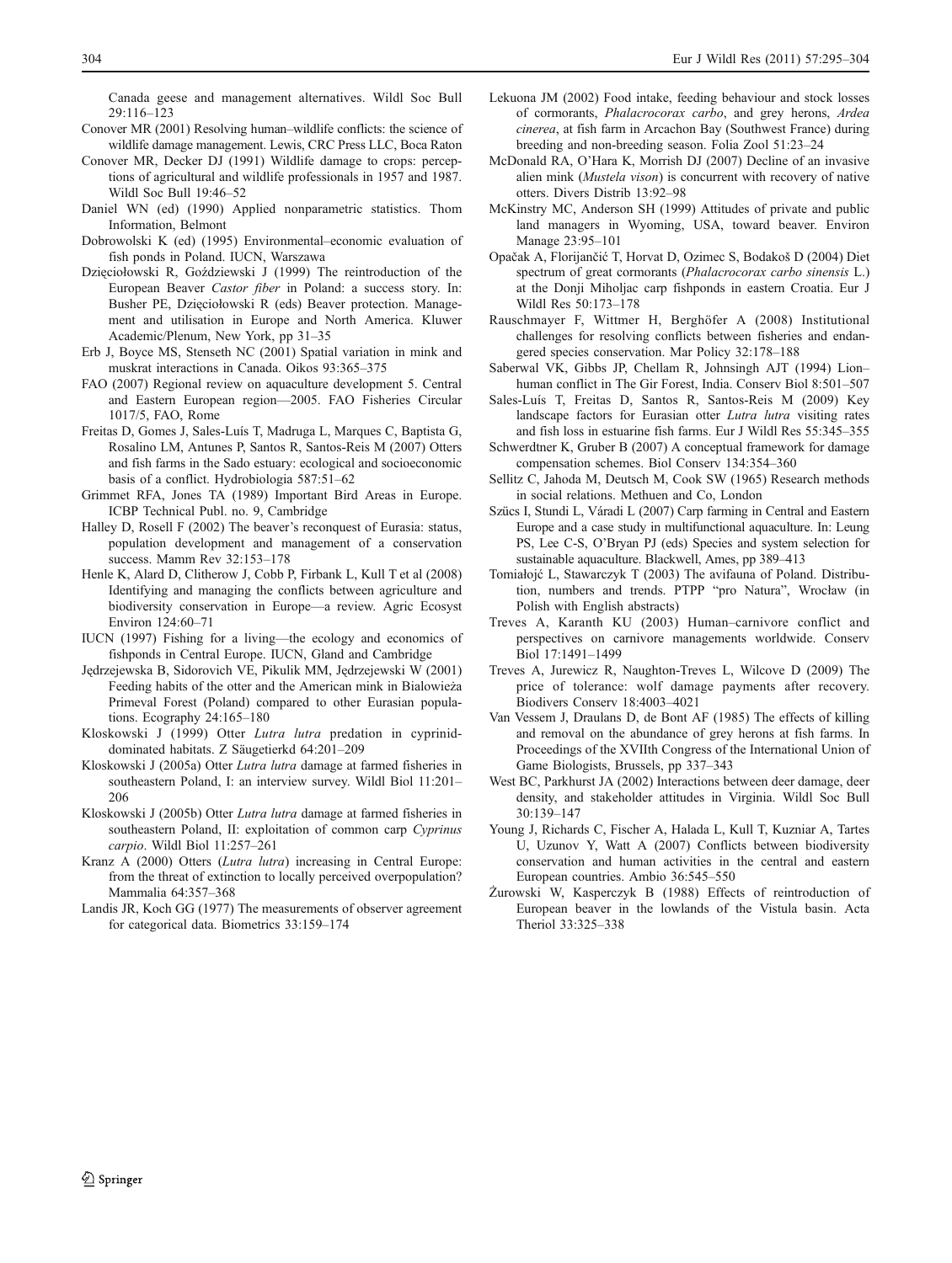Canada geese and management alternatives. Wildl Soc Bull 29:116–123

Conover MR (2001) Resolving human–wildlife conflicts: the science of wildlife damage management. Lewis, CRC Press LLC, Boca Raton

Conover MR, Decker DJ (1991) Wildlife damage to crops: perceptions of agricultural and wildlife professionals in 1957 and 1987. Wildl Soc Bull 19:46–52

Daniel WN (ed) (1990) Applied nonparametric statistics. Thom Information, Belmont

Dobrowolski K (ed) (1995) Environmental–economic evaluation of fish ponds in Poland. IUCN, Warszawa

Dzięciołowski R, Goździewski J (1999) The reintroduction of the European Beaver *Castor fiber* in Poland: a success story. In: Busher PE, Dzięciołowski R (eds) Beaver protection. Management and utilisation in Europe and North America. Kluwer Academic/Plenum, New York, pp 31–35

Erb J, Boyce MS, Stenseth NC (2001) Spatial variation in mink and muskrat interactions in Canada. Oikos 93:365–375

FAO (2007) Regional review on aquaculture development 5. Central and Eastern European region—2005. FAO Fisheries Circular 1017/5, FAO, Rome

Freitas D, Gomes J, Sales-Luís T, Madruga L, Marques C, Baptista G, Rosalino LM, Antunes P, Santos R, Santos-Reis M (2007) Otters and fish farms in the Sado estuary: ecological and socioeconomic basis of a conflict. Hydrobiologia 587:51–62

Grimmet RFA, Jones TA (1989) Important Bird Areas in Europe. ICBP Technical Publ. no. 9, Cambridge

Halley D, Rosell F (2002) The beaver's reconquest of Eurasia: status, population development and management of a conservation success. Mamm Rev 32:153–178

Henle K, Alard D, Clitherow J, Cobb P, Firbank L, Kull T et al (2008) Identifying and managing the conflicts between agriculture and biodiversity conservation in Europe—a review. Agric Ecosyst Environ 124:60–71

IUCN (1997) Fishing for a living—the ecology and economics of fishponds in Central Europe. IUCN, Gland and Cambridge

Jędrzejewska B, Sidorovich VE, Pikulik MM, Jędrzejewski W (2001) Feeding habits of the otter and the American mink in Bialowieża Primeval Forest (Poland) compared to other Eurasian populations. Ecography 24:165–180

Kloskowski J (1999) Otter *Lutra lutra* predation in cyprinid-dominated habitats. Z Säugetierkd 64:201–209

Kloskowski J (2005a) Otter *Lutra lutra* damage at farmed fisheries in southeastern Poland, I: an interview survey. Wildl Biol 11:201–206

Kloskowski J (2005b) Otter *Lutra lutra* damage at farmed fisheries in southeastern Poland, II: exploitation of common carp *Cyprinus carpio*. Wildl Biol 11:257–261

Kranz A (2000) Otters (*Lutra lutra*) increasing in Central Europe: from the threat of extinction to locally perceived overpopulation? Mammalia 64:357–368

Landis JR, Koch GG (1977) The measurements of observer agreement for categorical data. Biometrics 33:159–174

Lekuona JM (2002) Food intake, feeding behaviour and stock losses of cormorants, *Phalacrocorax carbo*, and grey herons, *Ardea cinerea*, at fish farm in Arcachon Bay (Southwest France) during breeding and non-breeding season. Folia Zool 51:23–24

McDonald RA, O'Hara K, Morrish DJ (2007) Decline of an invasive alien mink (*Mustela vison*) is concurrent with recovery of native otters. Divers Distrib 13:92–98

McKinstry MC, Anderson SH (1999) Attitudes of private and public land managers in Wyoming, USA, toward beaver. Environ Manage 23:95–101

Opačak A, Florijančić T, Horvat D, Ozimec S, Bodakoš D (2004) Diet spectrum of great cormorants (*Phalacrocorax carbo sinensis* L.) at the Donji Miholjac carp fishponds in eastern Croatia. Eur J Wildl Res 50:173–178

Rauschmayer F, Wittmer H, Berghöfer A (2008) Institutional challenges for resolving conflicts between fisheries and endangered species conservation. Mar Policy 32:178–188

Saberwal VK, Gibbs JP, Chellam R, Johnsingh AJT (1994) Lion–human conflict in The Gir Forest, India. Conserv Biol 8:501–507

Sales-Luís T, Freitas D, Santos R, Santos-Reis M (2009) Key landscape factors for Eurasian otter *Lutra lutra* visiting rates and fish loss in estuarine fish farms. Eur J Wildl Res 55:345–355

Schwerdtner K, Gruber B (2007) A conceptual framework for damage compensation schemes. Biol Conserv 134:354–360

Sellitz C, Jahoda M, Deutsch M, Cook SW (1965) Research methods in social relations. Methuen and Co, London

Szücs I, Stundi L, Váradi L (2007) Carp farming in Central and Eastern Europe and a case study in multifunctional aquaculture. In: Leung PS, Lee C-S, O'Bryan PJ (eds) Species and system selection for sustainable aquaculture. Blackwell, Ames, pp 389–413

Tomiałojć L, Stawarczyk T (2003) The avifauna of Poland. Distribution, numbers and trends. PTPP "pro Natura", Wrocław (in Polish with English abstracts)

Treves A, Karanth KU (2003) Human–carnivore conflict and perspectives on carnivore managements worldwide. Conserv Biol 17:1491–1499

Treves A, Jurewicz R, Naughton-Treves L, Wilcove D (2009) The price of tolerance: wolf damage payments after recovery. Biodivers Conserv 18:4003–4021

Van Vessem J, Draulans D, de Bont AF (1985) The effects of killing and removal on the abundance of grey herons at fish farms. In Proceedings of the XVIIth Congress of the International Union of Game Biologists, Brussels, pp 337–343

West BC, Parkhurst JA (2002) Interactions between deer damage, deer density, and stakeholder attitudes in Virginia. Wildl Soc Bull 30:139–147

Young J, Richards C, Fischer A, Halada L, Kull T, Kuzniar A, Tartes U, Uzunov Y, Watt A (2007) Conflicts between biodiversity conservation and human activities in the central and eastern European countries. Ambio 36:545–550

Żurowski W, Kasperczyk B (1988) Effects of reintroduction of European beaver in the lowlands of the Vistula basin. Acta Theriol 33:325–338